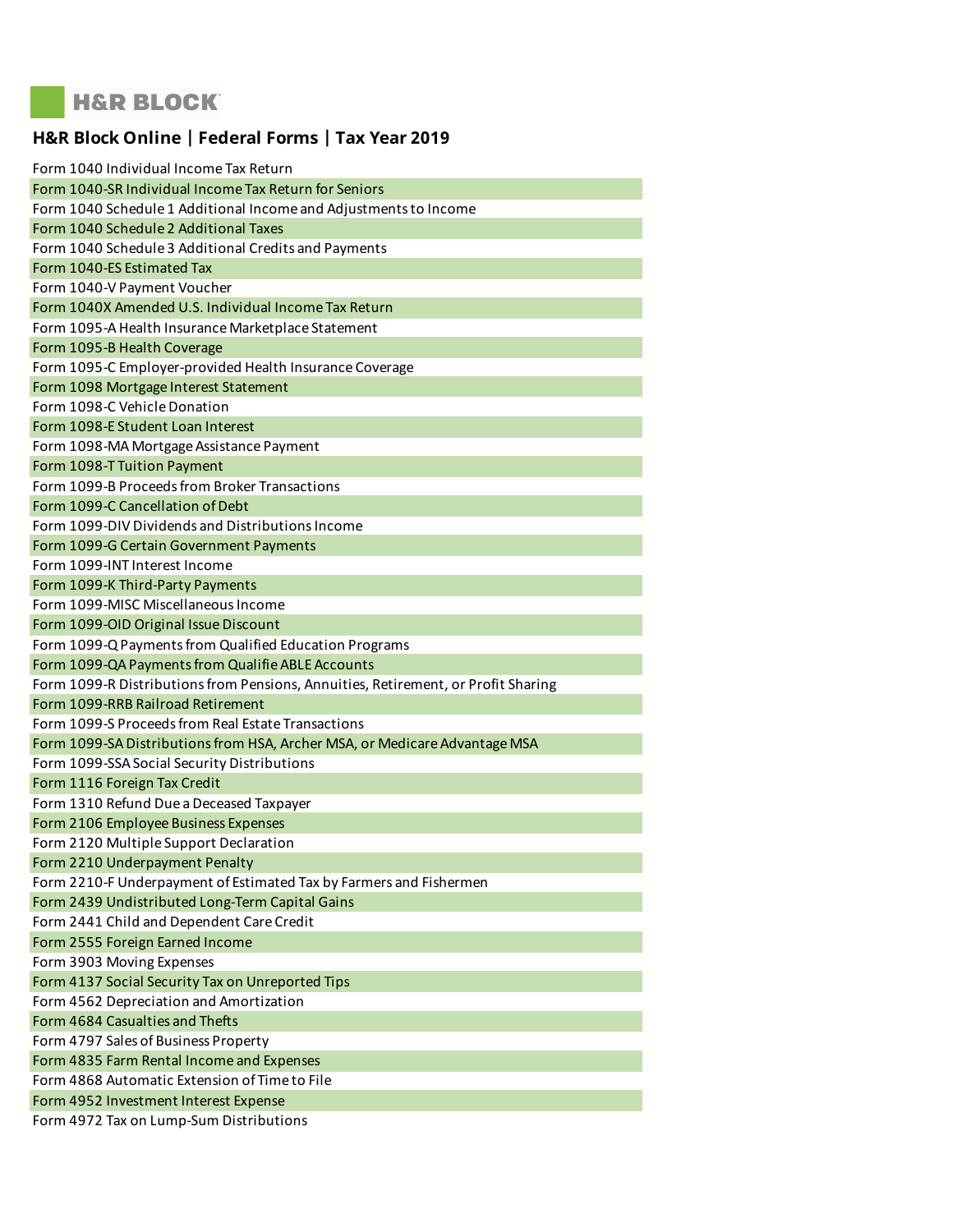H&R BLOCK

## H&R Block Online | Federal Forms | Tax Year 2019

Form 1040 Individual Income Tax Return
Form 1040-SR Individual Income Tax Return for Seniors
Form 1040 Schedule 1 Additional Income and Adjustments to Income
Form 1040 Schedule 2 Additional Taxes
Form 1040 Schedule 3 Additional Credits and Payments
Form 1040-ES Estimated Tax
Form 1040-V Payment Voucher
Form 1040X Amended U.S. Individual Income Tax Return
Form 1095-A Health Insurance Marketplace Statement
Form 1095-B Health Coverage
Form 1095-C Employer-provided Health Insurance Coverage
Form 1098 Mortgage Interest Statement
Form 1098-C Vehicle Donation
Form 1098-E Student Loan Interest
Form 1098-MA Mortgage Assistance Payment
Form 1098-T Tuition Payment
Form 1099-B Proceeds from Broker Transactions
Form 1099-C Cancellation of Debt
Form 1099-DIV Dividends and Distributions Income
Form 1099-G Certain Government Payments
Form 1099-INT Interest Income
Form 1099-K Third-Party Payments
Form 1099-MISC Miscellaneous Income
Form 1099-OID Original Issue Discount
Form 1099-Q Payments from Qualified Education Programs
Form 1099-QA Payments from Qualifie ABLE Accounts
Form 1099-R Distributions from Pensions, Annuities, Retirement, or Profit Sharing
Form 1099-RRB Railroad Retirement
Form 1099-S Proceeds from Real Estate Transactions
Form 1099-SA Distributions from HSA, Archer MSA, or Medicare Advantage MSA
Form 1099-SSA Social Security Distributions
Form 1116 Foreign Tax Credit
Form 1310 Refund Due a Deceased Taxpayer
Form 2106 Employee Business Expenses
Form 2120 Multiple Support Declaration
Form 2210 Underpayment Penalty
Form 2210-F Underpayment of Estimated Tax by Farmers and Fishermen
Form 2439 Undistributed Long-Term Capital Gains
Form 2441 Child and Dependent Care Credit
Form 2555 Foreign Earned Income
Form 3903 Moving Expenses
Form 4137 Social Security Tax on Unreported Tips
Form 4562 Depreciation and Amortization
Form 4684 Casualties and Thefts
Form 4797 Sales of Business Property
Form 4835 Farm Rental Income and Expenses
Form 4868 Automatic Extension of Time to File
Form 4952 Investment Interest Expense
Form 4972 Tax on Lump-Sum Distributions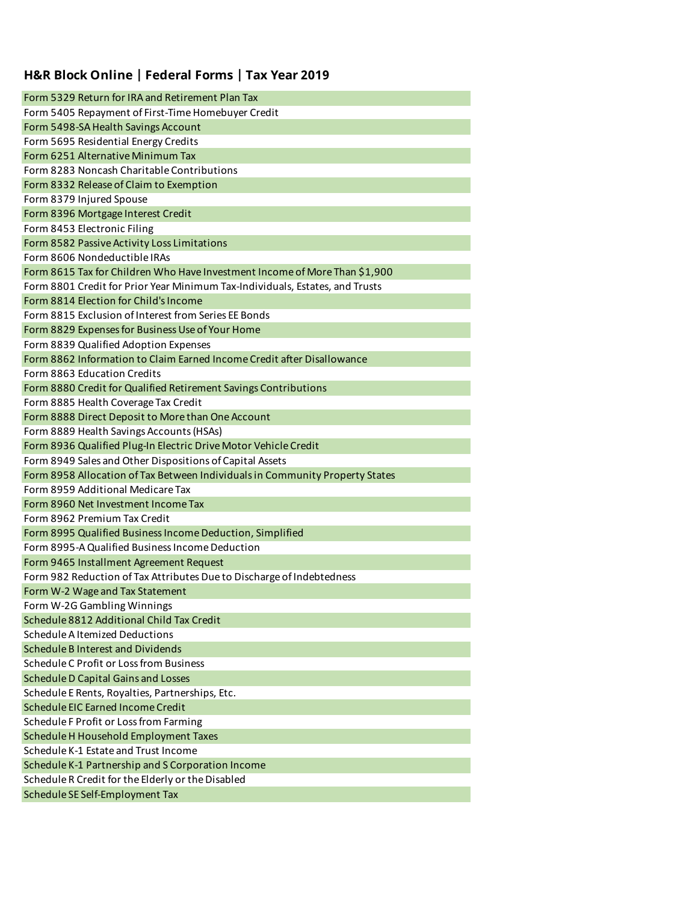## H&R Block Online | Federal Forms | Tax Year 2019

| |
|---|
| Form 5329 Return for IRA and Retirement Plan Tax |
| Form 5405 Repayment of First-Time Homebuyer Credit |
| Form 5498-SA Health Savings Account |
| Form 5695 Residential Energy Credits |
| Form 6251 Alternative Minimum Tax |
| Form 8283 Noncash Charitable Contributions |
| Form 8332 Release of Claim to Exemption |
| Form 8379 Injured Spouse |
| Form 8396 Mortgage Interest Credit |
| Form 8453 Electronic Filing |
| Form 8582 Passive Activity Loss Limitations |
| Form 8606 Nondeductible IRAs |
| Form 8615 Tax for Children Who Have Investment Income of More Than $1,900 |
| Form 8801 Credit for Prior Year Minimum Tax-Individuals, Estates, and Trusts |
| Form 8814 Election for Child's Income |
| Form 8815 Exclusion of Interest from Series EE Bonds |
| Form 8829 Expenses for Business Use of Your Home |
| Form 8839 Qualified Adoption Expenses |
| Form 8862 Information to Claim Earned Income Credit after Disallowance |
| Form 8863 Education Credits |
| Form 8880 Credit for Qualified Retirement Savings Contributions |
| Form 8885 Health Coverage Tax Credit |
| Form 8888 Direct Deposit to More than One Account |
| Form 8889 Health Savings Accounts (HSAs) |
| Form 8936 Qualified Plug-In Electric Drive Motor Vehicle Credit |
| Form 8949 Sales and Other Dispositions of Capital Assets |
| Form 8958 Allocation of Tax Between Individuals in Community Property States |
| Form 8959 Additional Medicare Tax |
| Form 8960 Net Investment Income Tax |
| Form 8962 Premium Tax Credit |
| Form 8995 Qualified Business Income Deduction, Simplified |
| Form 8995-A Qualified Business Income Deduction |
| Form 9465 Installment Agreement Request |
| Form 982 Reduction of Tax Attributes Due to Discharge of Indebtedness |
| Form W-2 Wage and Tax Statement |
| Form W-2G Gambling Winnings |
| Schedule 8812 Additional Child Tax Credit |
| Schedule A Itemized Deductions |
| Schedule B Interest and Dividends |
| Schedule C Profit or Loss from Business |
| Schedule D Capital Gains and Losses |
| Schedule E Rents, Royalties, Partnerships, Etc. |
| Schedule EIC Earned Income Credit |
| Schedule F Profit or Loss from Farming |
| Schedule H Household Employment Taxes |
| Schedule K-1 Estate and Trust Income |
| Schedule K-1 Partnership and S Corporation Income |
| Schedule R Credit for the Elderly or the Disabled |
| Schedule SE Self-Employment Tax |